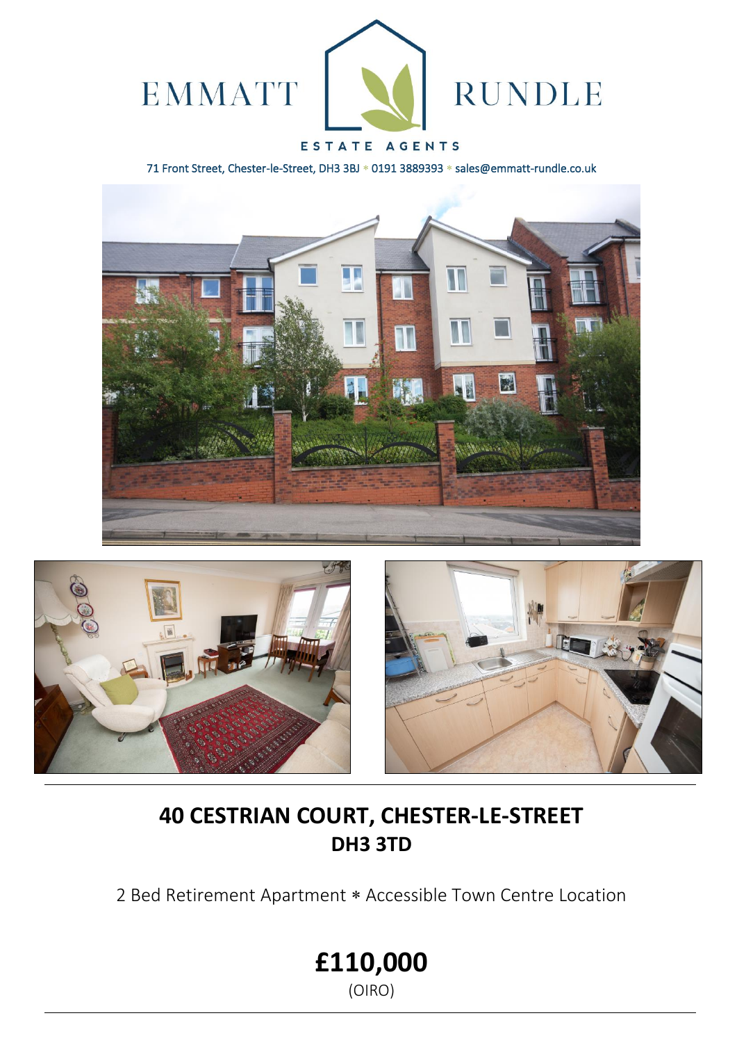EMMATT RUNDLE

ESTATE AGENTS

71 Front Street, Chester-le-Street, DH3 3BJ * 0191 3889393 * sales@emmatt-rundle.co.uk

# 40 CESTRIAN COURT, CHESTER-LE-STREET
## DH3 3TD

2 Bed Retirement Apartment * Accessible Town Centre Location

# £110,000
(OIRO)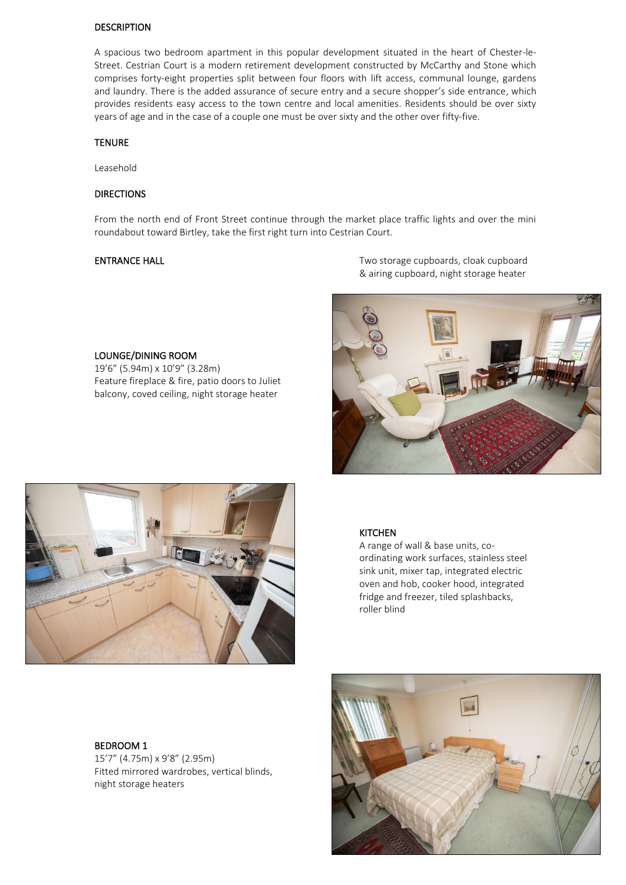## DESCRIPTION

A spacious two bedroom apartment in this popular development situated in the heart of Chester-le-Street. Cestrian Court is a modern retirement development constructed by McCarthy and Stone which comprises forty-eight properties split between four floors with lift access, communal lounge, gardens and laundry. There is the added assurance of secure entry and a secure shopper's side entrance, which provides residents easy access to the town centre and local amenities. Residents should be over sixty years of age and in the case of a couple one must be over sixty and the other over fifty-five.

## TENURE

Leasehold

## DIRECTIONS

From the north end of Front Street continue through the market place traffic lights and over the mini roundabout toward Birtley, take the first right turn into Cestrian Court.

## ENTRANCE HALL

Two storage cupboards, cloak cupboard & airing cupboard, night storage heater

## LOUNGE/DINING ROOM

19'6" (5.94m) x 10'9" (3.28m)
Feature fireplace & fire, patio doors to Juliet balcony, coved ceiling, night storage heater

## KITCHEN

A range of wall & base units, co-ordinating work surfaces, stainless steel sink unit, mixer tap, integrated electric oven and hob, cooker hood, integrated fridge and freezer, tiled splashbacks, roller blind

## BEDROOM 1

15'7" (4.75m) x 9'8" (2.95m)
Fitted mirrored wardrobes, vertical blinds, night storage heaters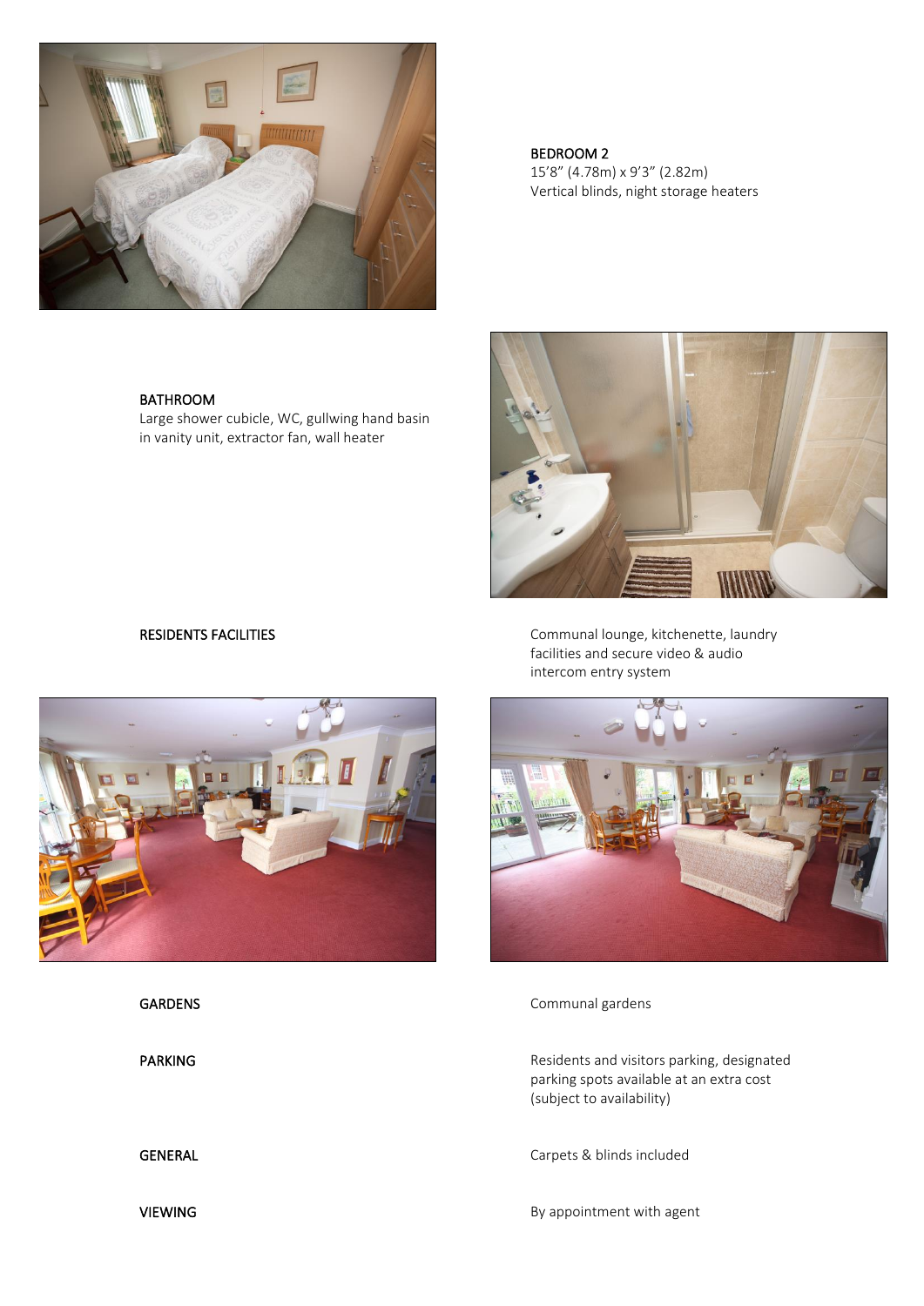**BEDROOM 2**
15'8" (4.78m) x 9'3" (2.82m)
Vertical blinds, night storage heaters

**BATHROOM**
Large shower cubicle, WC, gullwing hand basin in vanity unit, extractor fan, wall heater

**RESIDENTS FACILITIES**

Communal lounge, kitchenette, laundry facilities and secure video & audio intercom entry system

**GARDENS**

Communal gardens

**PARKING**

Residents and visitors parking, designated parking spots available at an extra cost (subject to availability)

**GENERAL**

Carpets & blinds included

**VIEWING**

By appointment with agent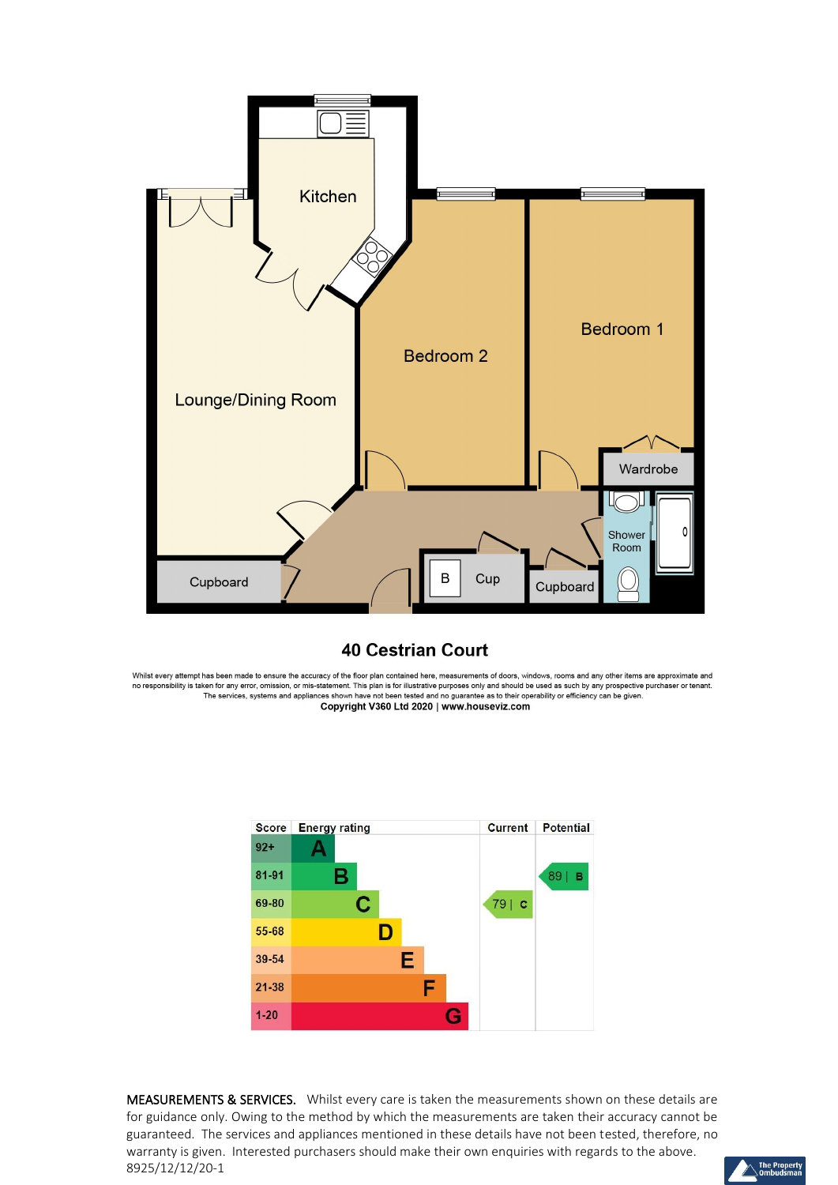Kitchen

Lounge/Dining Room

Bedroom 2

Bedroom 1

Wardrobe

Shower Room

Cupboard

B

Cup

Cupboard

## 40 Cestrian Court

Whilst every attempt has been made to ensure the accuracy of the floor plan contained here, measurements of doors, windows, rooms and any other items are approximate and no responsibility is taken for any error, omission, or mis-statement. This plan is for illustrative purposes only and should be used as such by any prospective purchaser or tenant. The services, systems and appliances shown have not been tested and no guarantee as to their operability or efficiency can be given.

**Copyright V360 Ltd 2020 | www.houseviz.com**

Score

Energy rating

Current

Potential

92+ A

81-91 B

69-80 C

55-68 D

39-54 E

21-38 F

1-20 G

79 | C

89 | B

MEASUREMENTS & SERVICES. Whilst every care is taken the measurements shown on these details are for guidance only. Owing to the method by which the measurements are taken their accuracy cannot be guaranteed. The services and appliances mentioned in these details have not been tested, therefore, no warranty is given. Interested purchasers should make their own enquiries with regards to the above.
8925/12/12/20-1

The Property Ombudsman